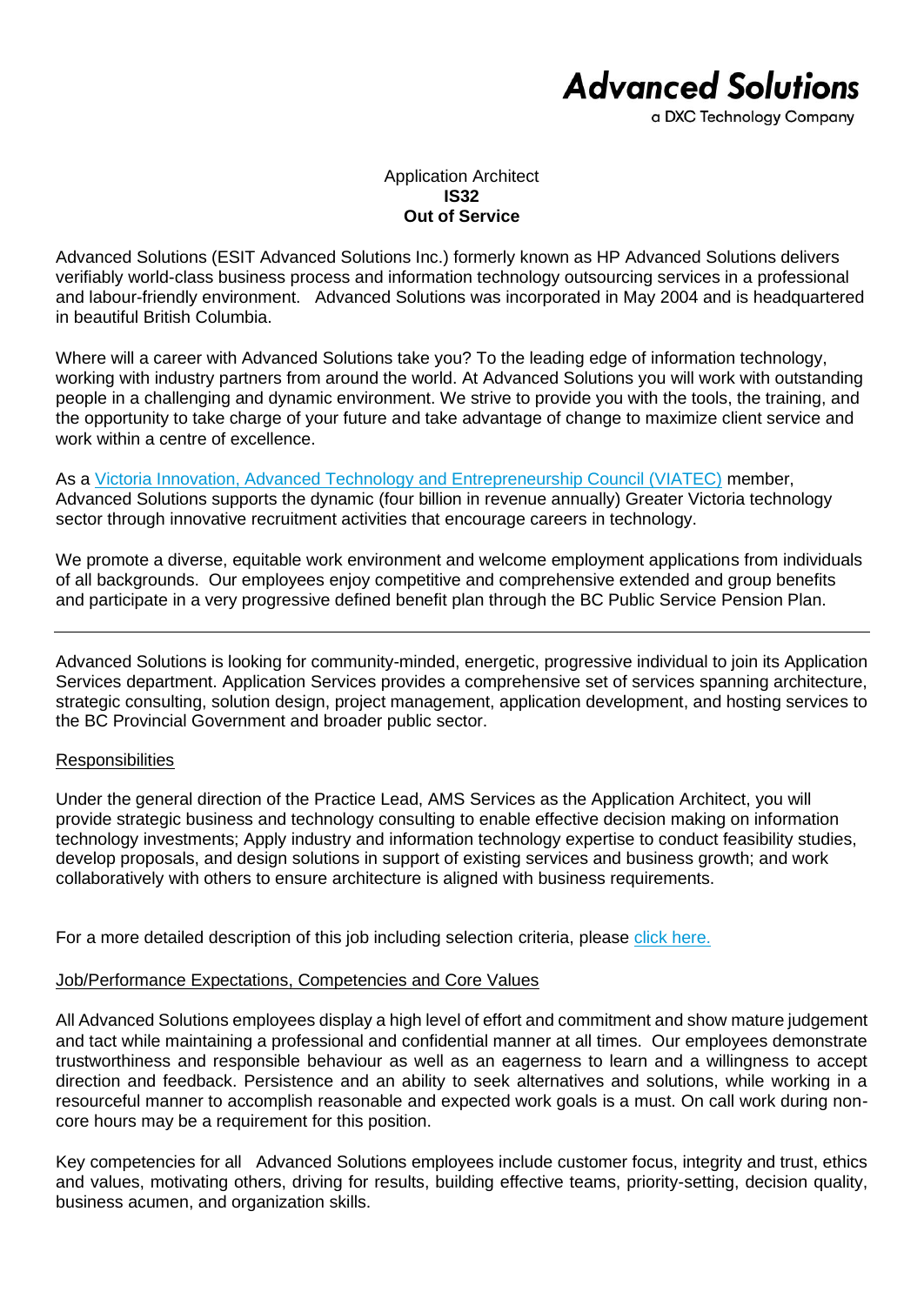**Advanced Solutions**
a DXC Technology Company

Application Architect
**IS32**
**Out of Service**

Advanced Solutions (ESIT Advanced Solutions Inc.) formerly known as HP Advanced Solutions delivers verifiably world-class business process and information technology outsourcing services in a professional and labour-friendly environment. Advanced Solutions was incorporated in May 2004 and is headquartered in beautiful British Columbia.

Where will a career with Advanced Solutions take you? To the leading edge of information technology, working with industry partners from around the world. At Advanced Solutions you will work with outstanding people in a challenging and dynamic environment. We strive to provide you with the tools, the training, and the opportunity to take charge of your future and take advantage of change to maximize client service and work within a centre of excellence.

As a Victoria Innovation, Advanced Technology and Entrepreneurship Council (VIATEC) member, Advanced Solutions supports the dynamic (four billion in revenue annually) Greater Victoria technology sector through innovative recruitment activities that encourage careers in technology.

We promote a diverse, equitable work environment and welcome employment applications from individuals of all backgrounds. Our employees enjoy competitive and comprehensive extended and group benefits and participate in a very progressive defined benefit plan through the BC Public Service Pension Plan.

---

Advanced Solutions is looking for community-minded, energetic, progressive individual to join its Application Services department. Application Services provides a comprehensive set of services spanning architecture, strategic consulting, solution design, project management, application development, and hosting services to the BC Provincial Government and broader public sector.

Responsibilities

Under the general direction of the Practice Lead, AMS Services as the Application Architect, you will provide strategic business and technology consulting to enable effective decision making on information technology investments; Apply industry and information technology expertise to conduct feasibility studies, develop proposals, and design solutions in support of existing services and business growth; and work collaboratively with others to ensure architecture is aligned with business requirements.

For a more detailed description of this job including selection criteria, please click here.

Job/Performance Expectations, Competencies and Core Values

All Advanced Solutions employees display a high level of effort and commitment and show mature judgement and tact while maintaining a professional and confidential manner at all times. Our employees demonstrate trustworthiness and responsible behaviour as well as an eagerness to learn and a willingness to accept direction and feedback. Persistence and an ability to seek alternatives and solutions, while working in a resourceful manner to accomplish reasonable and expected work goals is a must. On call work during non-core hours may be a requirement for this position.

Key competencies for all Advanced Solutions employees include customer focus, integrity and trust, ethics and values, motivating others, driving for results, building effective teams, priority-setting, decision quality, business acumen, and organization skills.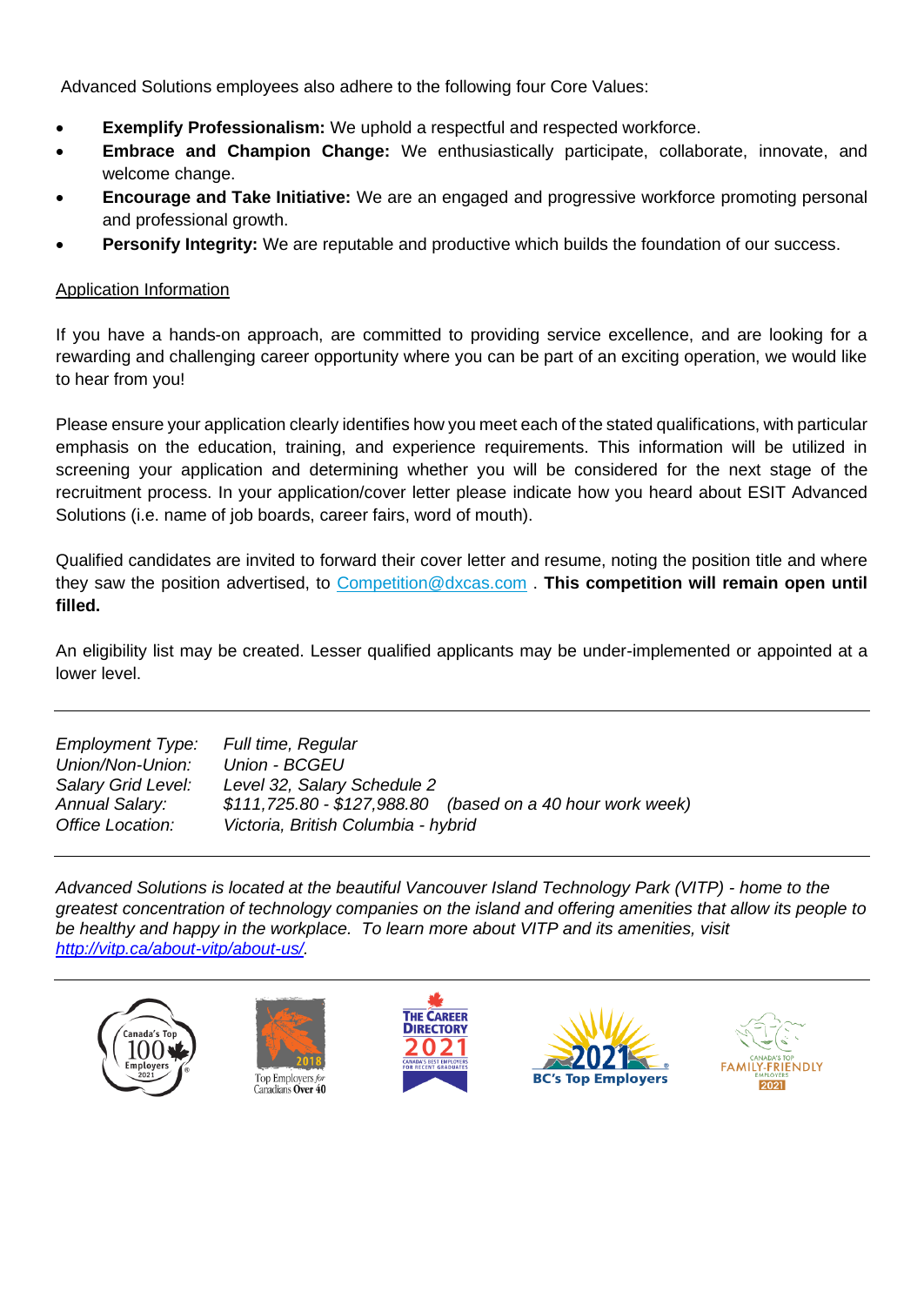Advanced Solutions employees also adhere to the following four Core Values:

- **Exemplify Professionalism:** We uphold a respectful and respected workforce.
- **Embrace and Champion Change:** We enthusiastically participate, collaborate, innovate, and welcome change.
- **Encourage and Take Initiative:** We are an engaged and progressive workforce promoting personal and professional growth.
- **Personify Integrity:** We are reputable and productive which builds the foundation of our success.

Application Information

If you have a hands-on approach, are committed to providing service excellence, and are looking for a rewarding and challenging career opportunity where you can be part of an exciting operation, we would like to hear from you!

Please ensure your application clearly identifies how you meet each of the stated qualifications, with particular emphasis on the education, training, and experience requirements. This information will be utilized in screening your application and determining whether you will be considered for the next stage of the recruitment process. In your application/cover letter please indicate how you heard about ESIT Advanced Solutions (i.e. name of job boards, career fairs, word of mouth).

Qualified candidates are invited to forward their cover letter and resume, noting the position title and where they saw the position advertised, to Competition@dxcas.com . **This competition will remain open until filled.**

An eligibility list may be created. Lesser qualified applicants may be under-implemented or appointed at a lower level.

---

| | |
|---|---|
| *Employment Type:* | *Full time, Regular* |
| *Union/Non-Union:* | *Union - BCGEU* |
| *Salary Grid Level:* | *Level 32, Salary Schedule 2* |
| *Annual Salary:* | *$111,725.80 - $127,988.80 (based on a 40 hour work week)* |
| *Office Location:* | *Victoria, British Columbia - hybrid* |

---

*Advanced Solutions is located at the beautiful Vancouver Island Technology Park (VITP) - home to the greatest concentration of technology companies on the island and offering amenities that allow its people to be healthy and happy in the workplace. To learn more about VITP and its amenities, visit http://vitp.ca/about-vitp/about-us/.*

---

Canada's Top 100 Employers 2021

Top Employers for Canadians Over 40 2018

The Career Directory 2021 Canada's Best Employers for Recent Graduates

2021 BC's Top Employers

Canada's Top Family-Friendly Employers 2021